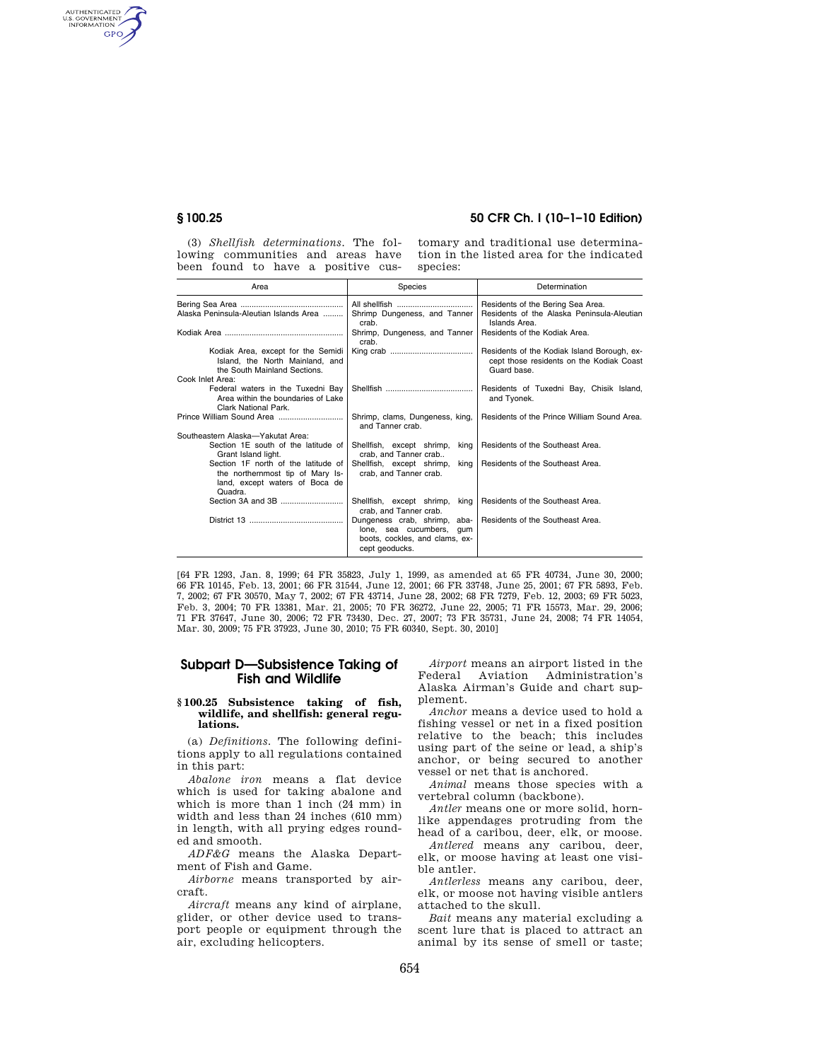(3) *Shellfish determinations*. The following communities and areas have been found to have a positive customary and traditional use determination in the listed area for the indicated species:

| Area | Species | Determination |
|---|---|---|
| Bering Sea Area | All shellfish | Residents of the Bering Sea Area. |
| Alaska Peninsula-Aleutian Islands Area | Shrimp Dungeness, and Tanner crab. | Residents of the Alaska Peninsula-Aleutian Islands Area. |
| Kodiak Area | Shrimp, Dungeness, and Tanner crab. | Residents of the Kodiak Area. |
| Kodiak Area, except for the Semidi Island, the North Mainland, and the South Mainland Sections. | King crab | Residents of the Kodiak Island Borough, except those residents on the Kodiak Coast Guard base. |
| Cook Inlet Area: | | |
| Federal waters in the Tuxedni Bay Area within the boundaries of Lake Clark National Park. | Shellfish | Residents of Tuxedni Bay, Chisik Island, and Tyonek. |
| Prince William Sound Area | Shrimp, clams, Dungeness, king, and Tanner crab. | Residents of the Prince William Sound Area. |
| Southeastern Alaska—Yakutat Area: | | |
| Section 1E south of the latitude of Grant Island light. | Shellfish, except shrimp, king crab, and Tanner crab.. | Residents of the Southeast Area. |
| Section 1F north of the latitude of the northernmost tip of Mary Island, except waters of Boca de Quadra. | Shellfish, except shrimp, king crab, and Tanner crab. | Residents of the Southeast Area. |
| Section 3A and 3B | Shellfish, except shrimp, king crab, and Tanner crab. | Residents of the Southeast Area. |
| District 13 | Dungeness crab, shrimp, abalone, sea cucumbers, gum boots, cockles, and clams, except geoducks. | Residents of the Southeast Area. |

[64 FR 1293, Jan. 8, 1999; 64 FR 35823, July 1, 1999, as amended at 65 FR 40734, June 30, 2000; 66 FR 10145, Feb. 13, 2001; 66 FR 31544, June 12, 2001; 66 FR 33748, June 25, 2001; 67 FR 5893, Feb. 7, 2002; 67 FR 30570, May 7, 2002; 67 FR 43714, June 28, 2002; 68 FR 7279, Feb. 12, 2003; 69 FR 5023, Feb. 3, 2004; 70 FR 13381, Mar. 21, 2005; 70 FR 36272, June 22, 2005; 71 FR 15573, Mar. 29, 2006; 71 FR 37647, June 30, 2006; 72 FR 73430, Dec. 27, 2007; 73 FR 35731, June 24, 2008; 74 FR 14054, Mar. 30, 2009; 75 FR 37923, June 30, 2010; 75 FR 60340, Sept. 30, 2010]

## Subpart D—Subsistence Taking of Fish and Wildlife

### § 100.25 Subsistence taking of fish, wildlife, and shellfish: general regulations.

(a) *Definitions*. The following definitions apply to all regulations contained in this part:

*Abalone iron* means a flat device which is used for taking abalone and which is more than 1 inch (24 mm) in width and less than 24 inches (610 mm) in length, with all prying edges rounded and smooth.

*ADF&G* means the Alaska Department of Fish and Game.

*Airborne* means transported by aircraft.

*Aircraft* means any kind of airplane, glider, or other device used to transport people or equipment through the air, excluding helicopters.

*Airport* means an airport listed in the Federal Aviation Administration's Alaska Airman's Guide and chart supplement.

*Anchor* means a device used to hold a fishing vessel or net in a fixed position relative to the beach; this includes using part of the seine or lead, a ship's anchor, or being secured to another vessel or net that is anchored.

*Animal* means those species with a vertebral column (backbone).

*Antler* means one or more solid, horn-like appendages protruding from the head of a caribou, deer, elk, or moose.

*Antlered* means any caribou, deer, elk, or moose having at least one visible antler.

*Antlerless* means any caribou, deer, elk, or moose not having visible antlers attached to the skull.

*Bait* means any material excluding a scent lure that is placed to attract an animal by its sense of smell or taste;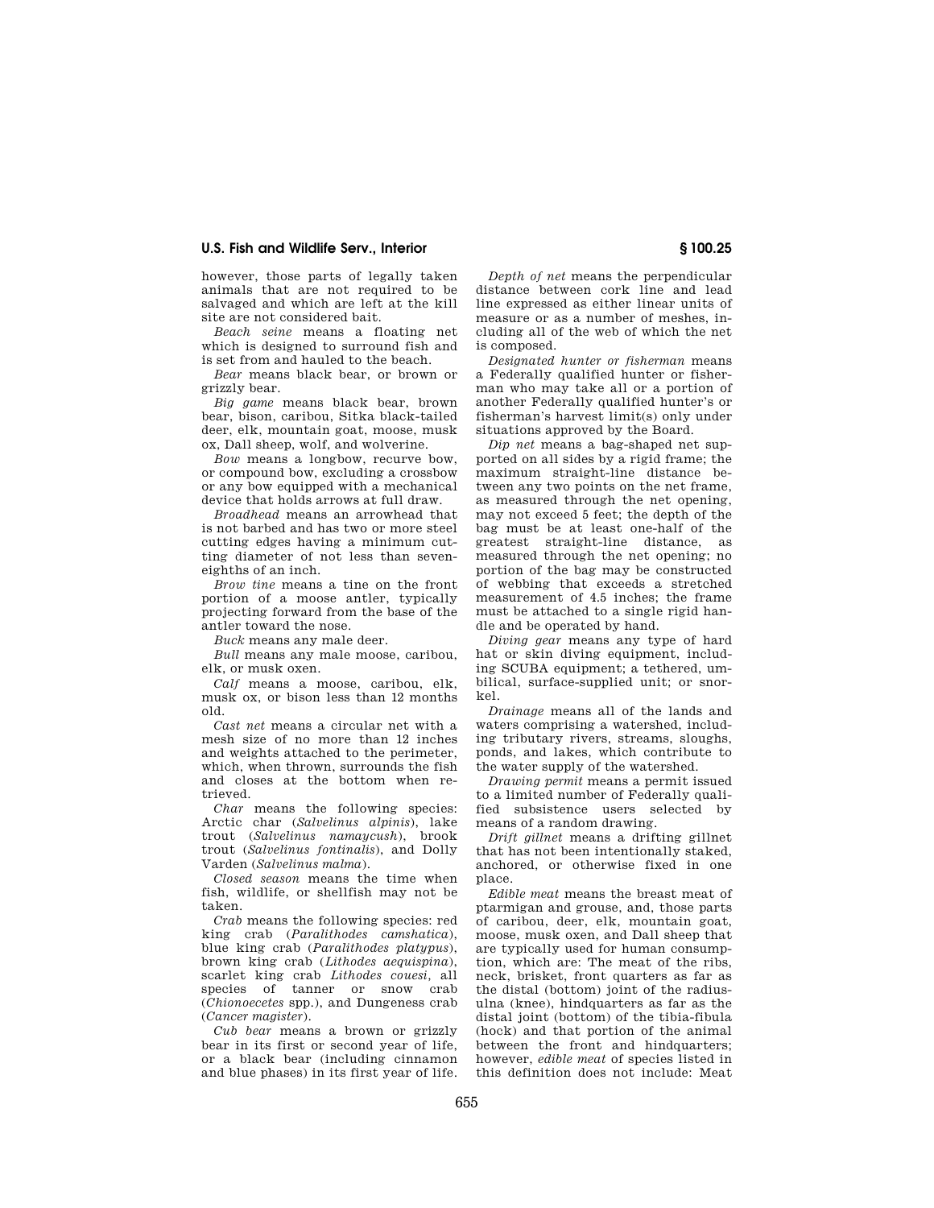however, those parts of legally taken animals that are not required to be salvaged and which are left at the kill site are not considered bait.

*Beach seine* means a floating net which is designed to surround fish and is set from and hauled to the beach.

*Bear* means black bear, or brown or grizzly bear.

*Big game* means black bear, brown bear, bison, caribou, Sitka black-tailed deer, elk, mountain goat, moose, musk ox, Dall sheep, wolf, and wolverine.

*Bow* means a longbow, recurve bow, or compound bow, excluding a crossbow or any bow equipped with a mechanical device that holds arrows at full draw.

*Broadhead* means an arrowhead that is not barbed and has two or more steel cutting edges having a minimum cutting diameter of not less than seven-eighths of an inch.

*Brow tine* means a tine on the front portion of a moose antler, typically projecting forward from the base of the antler toward the nose.

*Buck* means any male deer.

*Bull* means any male moose, caribou, elk, or musk oxen.

*Calf* means a moose, caribou, elk, musk ox, or bison less than 12 months old.

*Cast net* means a circular net with a mesh size of no more than 12 inches and weights attached to the perimeter, which, when thrown, surrounds the fish and closes at the bottom when retrieved.

*Char* means the following species: Arctic char (*Salvelinus alpinis*), lake trout (*Salvelinus namaycush*), brook trout (*Salvelinus fontinalis*), and Dolly Varden (*Salvelinus malma*).

*Closed season* means the time when fish, wildlife, or shellfish may not be taken.

*Crab* means the following species: red king crab (*Paralithodes camshatica*), blue king crab (*Paralithodes platypus*), brown king crab (*Lithodes aequispina*), scarlet king crab *Lithodes couesi*, all species of tanner or snow crab (*Chionoecetes* spp.), and Dungeness crab (*Cancer magister*).

*Cub bear* means a brown or grizzly bear in its first or second year of life, or a black bear (including cinnamon and blue phases) in its first year of life.

*Depth of net* means the perpendicular distance between cork line and lead line expressed as either linear units of measure or as a number of meshes, including all of the web of which the net is composed.

*Designated hunter or fisherman* means a Federally qualified hunter or fisherman who may take all or a portion of another Federally qualified hunter's or fisherman's harvest limit(s) only under situations approved by the Board.

*Dip net* means a bag-shaped net supported on all sides by a rigid frame; the maximum straight-line distance between any two points on the net frame, as measured through the net opening, may not exceed 5 feet; the depth of the bag must be at least one-half of the greatest straight-line distance, as measured through the net opening; no portion of the bag may be constructed of webbing that exceeds a stretched measurement of 4.5 inches; the frame must be attached to a single rigid handle and be operated by hand.

*Diving gear* means any type of hard hat or skin diving equipment, including SCUBA equipment; a tethered, umbilical, surface-supplied unit; or snorkel.

*Drainage* means all of the lands and waters comprising a watershed, including tributary rivers, streams, sloughs, ponds, and lakes, which contribute to the water supply of the watershed.

*Drawing permit* means a permit issued to a limited number of Federally qualified subsistence users selected by means of a random drawing.

*Drift gillnet* means a drifting gillnet that has not been intentionally staked, anchored, or otherwise fixed in one place.

*Edible meat* means the breast meat of ptarmigan and grouse, and, those parts of caribou, deer, elk, mountain goat, moose, musk oxen, and Dall sheep that are typically used for human consumption, which are: The meat of the ribs, neck, brisket, front quarters as far as the distal (bottom) joint of the radius-ulna (knee), hindquarters as far as the distal joint (bottom) of the tibia-fibula (hock) and that portion of the animal between the front and hindquarters; however, *edible meat* of species listed in this definition does not include: Meat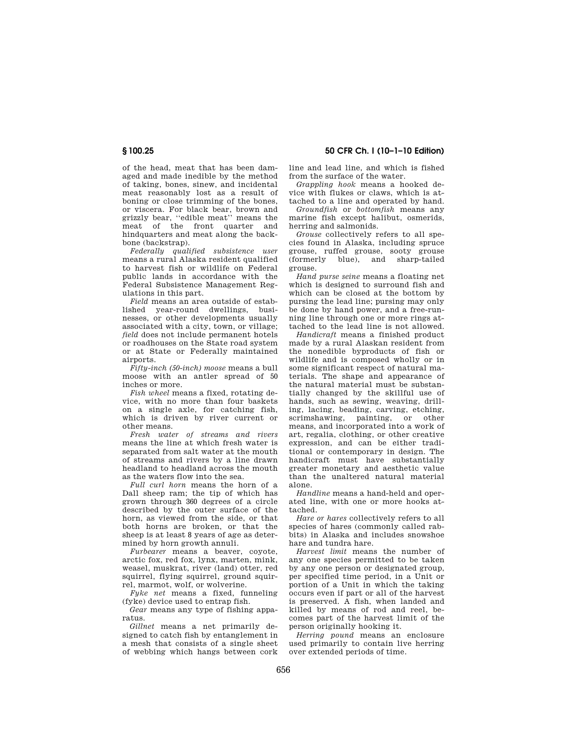of the head, meat that has been damaged and made inedible by the method of taking, bones, sinew, and incidental meat reasonably lost as a result of boning or close trimming of the bones, or viscera. For black bear, brown and grizzly bear, "edible meat" means the meat of the front quarter and hindquarters and meat along the backbone (backstrap).

*Federally qualified subsistence user* means a rural Alaska resident qualified to harvest fish or wildlife on Federal public lands in accordance with the Federal Subsistence Management Regulations in this part.

*Field* means an area outside of established year-round dwellings, businesses, or other developments usually associated with a city, town, or village; *field* does not include permanent hotels or roadhouses on the State road system or at State or Federally maintained airports.

*Fifty-inch (50-inch) moose* means a bull moose with an antler spread of 50 inches or more.

*Fish wheel* means a fixed, rotating device, with no more than four baskets on a single axle, for catching fish, which is driven by river current or other means.

*Fresh water of streams and rivers* means the line at which fresh water is separated from salt water at the mouth of streams and rivers by a line drawn headland to headland across the mouth as the waters flow into the sea.

*Full curl horn* means the horn of a Dall sheep ram; the tip of which has grown through 360 degrees of a circle described by the outer surface of the horn, as viewed from the side, or that both horns are broken, or that the sheep is at least 8 years of age as determined by horn growth annuli.

*Furbearer* means a beaver, coyote, arctic fox, red fox, lynx, marten, mink, weasel, muskrat, river (land) otter, red squirrel, flying squirrel, ground squirrel, marmot, wolf, or wolverine.

*Fyke net* means a fixed, funneling (fyke) device used to entrap fish.

*Gear* means any type of fishing apparatus.

*Gillnet* means a net primarily designed to catch fish by entanglement in a mesh that consists of a single sheet of webbing which hangs between cork line and lead line, and which is fished from the surface of the water.

*Grappling hook* means a hooked device with flukes or claws, which is attached to a line and operated by hand.

*Groundfish* or *bottomfish* means any marine fish except halibut, osmerids, herring and salmonids.

*Grouse* collectively refers to all species found in Alaska, including spruce grouse, ruffed grouse, sooty grouse (formerly blue), and sharp-tailed grouse.

*Hand purse seine* means a floating net which is designed to surround fish and which can be closed at the bottom by pursing the lead line; pursing may only be done by hand power, and a free-running line through one or more rings attached to the lead line is not allowed.

*Handicraft* means a finished product made by a rural Alaskan resident from the nonedible byproducts of fish or wildlife and is composed wholly or in some significant respect of natural materials. The shape and appearance of the natural material must be substantially changed by the skillful use of hands, such as sewing, weaving, drilling, lacing, beading, carving, etching, scrimshawing, painting, or other means, and incorporated into a work of art, regalia, clothing, or other creative expression, and can be either traditional or contemporary in design. The handicraft must have substantially greater monetary and aesthetic value than the unaltered natural material alone.

*Handline* means a hand-held and operated line, with one or more hooks attached.

*Hare or hares* collectively refers to all species of hares (commonly called rabbits) in Alaska and includes snowshoe hare and tundra hare.

*Harvest limit* means the number of any one species permitted to be taken by any one person or designated group, per specified time period, in a Unit or portion of a Unit in which the taking occurs even if part or all of the harvest is preserved. A fish, when landed and killed by means of rod and reel, becomes part of the harvest limit of the person originally hooking it.

*Herring pound* means an enclosure used primarily to contain live herring over extended periods of time.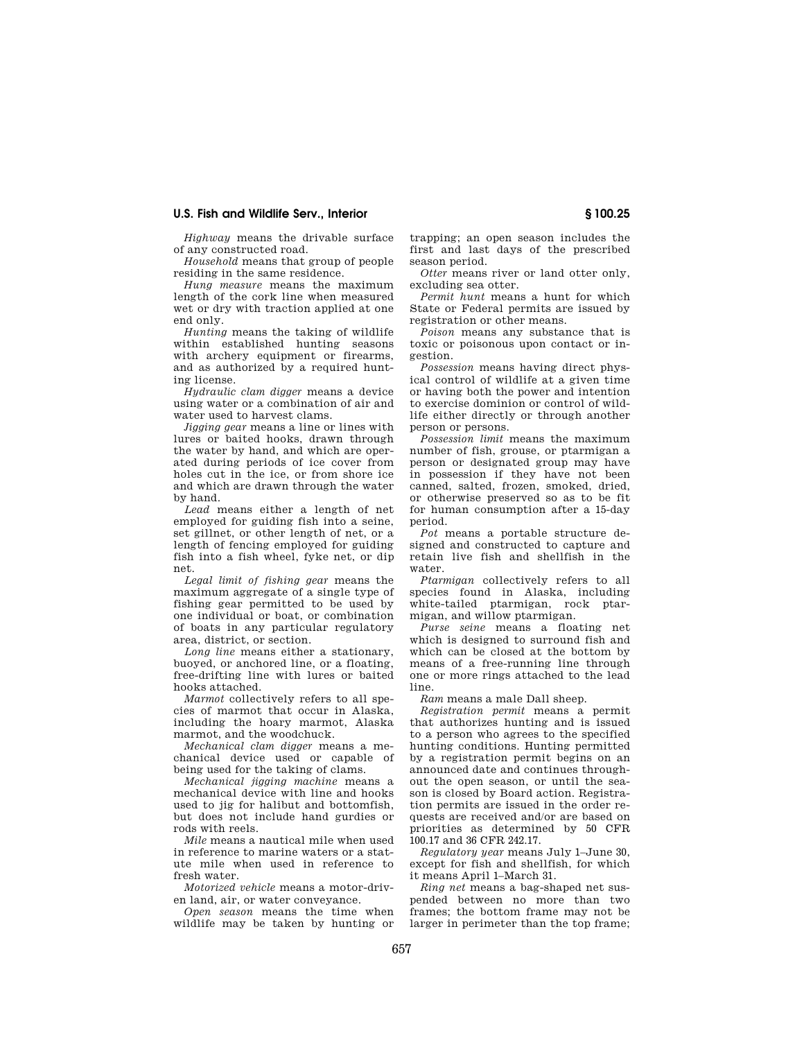*Highway* means the drivable surface of any constructed road.

*Household* means that group of people residing in the same residence.

*Hung measure* means the maximum length of the cork line when measured wet or dry with traction applied at one end only.

*Hunting* means the taking of wildlife within established hunting seasons with archery equipment or firearms, and as authorized by a required hunting license.

*Hydraulic clam digger* means a device using water or a combination of air and water used to harvest clams.

*Jigging gear* means a line or lines with lures or baited hooks, drawn through the water by hand, and which are operated during periods of ice cover from holes cut in the ice, or from shore ice and which are drawn through the water by hand.

*Lead* means either a length of net employed for guiding fish into a seine, set gillnet, or other length of net, or a length of fencing employed for guiding fish into a fish wheel, fyke net, or dip net.

*Legal limit of fishing gear* means the maximum aggregate of a single type of fishing gear permitted to be used by one individual or boat, or combination of boats in any particular regulatory area, district, or section.

*Long line* means either a stationary, buoyed, or anchored line, or a floating, free-drifting line with lures or baited hooks attached.

*Marmot* collectively refers to all species of marmot that occur in Alaska, including the hoary marmot, Alaska marmot, and the woodchuck.

*Mechanical clam digger* means a mechanical device used or capable of being used for the taking of clams.

*Mechanical jigging machine* means a mechanical device with line and hooks used to jig for halibut and bottomfish, but does not include hand gurdies or rods with reels.

*Mile* means a nautical mile when used in reference to marine waters or a statute mile when used in reference to fresh water.

*Motorized vehicle* means a motor-driven land, air, or water conveyance.

*Open season* means the time when wildlife may be taken by hunting or trapping; an open season includes the first and last days of the prescribed season period.

*Otter* means river or land otter only, excluding sea otter.

*Permit hunt* means a hunt for which State or Federal permits are issued by registration or other means.

*Poison* means any substance that is toxic or poisonous upon contact or ingestion.

*Possession* means having direct physical control of wildlife at a given time or having both the power and intention to exercise dominion or control of wildlife either directly or through another person or persons.

*Possession limit* means the maximum number of fish, grouse, or ptarmigan a person or designated group may have in possession if they have not been canned, salted, frozen, smoked, dried, or otherwise preserved so as to be fit for human consumption after a 15-day period.

*Pot* means a portable structure designed and constructed to capture and retain live fish and shellfish in the water.

*Ptarmigan* collectively refers to all species found in Alaska, including white-tailed ptarmigan, rock ptarmigan, and willow ptarmigan.

*Purse seine* means a floating net which is designed to surround fish and which can be closed at the bottom by means of a free-running line through one or more rings attached to the lead line.

*Ram* means a male Dall sheep.

*Registration permit* means a permit that authorizes hunting and is issued to a person who agrees to the specified hunting conditions. Hunting permitted by a registration permit begins on an announced date and continues throughout the open season, or until the season is closed by Board action. Registration permits are issued in the order requests are received and/or are based on priorities as determined by 50 CFR 100.17 and 36 CFR 242.17.

*Regulatory year* means July 1–June 30, except for fish and shellfish, for which it means April 1–March 31.

*Ring net* means a bag-shaped net suspended between no more than two frames; the bottom frame may not be larger in perimeter than the top frame;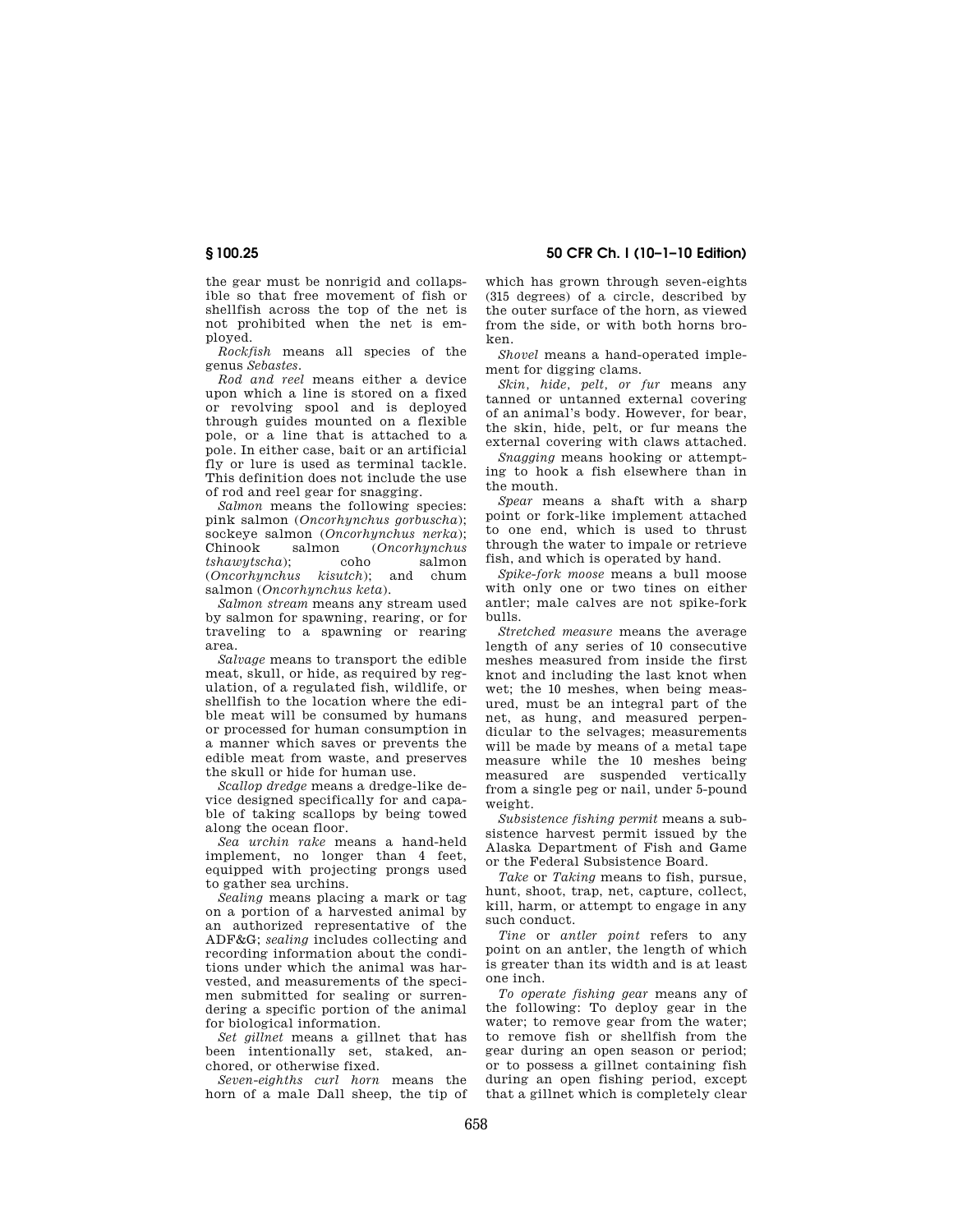the gear must be nonrigid and collapsible so that free movement of fish or shellfish across the top of the net is not prohibited when the net is employed.

*Rockfish* means all species of the genus *Sebastes*.

*Rod and reel* means either a device upon which a line is stored on a fixed or revolving spool and is deployed through guides mounted on a flexible pole, or a line that is attached to a pole. In either case, bait or an artificial fly or lure is used as terminal tackle. This definition does not include the use of rod and reel gear for snagging.

*Salmon* means the following species: pink salmon (*Oncorhynchus gorbuscha*); sockeye salmon (*Oncorhynchus nerka*); Chinook salmon (*Oncorhynchus tshawytscha*); coho salmon (*Oncorhynchus kisutch*); and chum salmon (*Oncorhynchus keta*).

*Salmon stream* means any stream used by salmon for spawning, rearing, or for traveling to a spawning or rearing area.

*Salvage* means to transport the edible meat, skull, or hide, as required by regulation, of a regulated fish, wildlife, or shellfish to the location where the edible meat will be consumed by humans or processed for human consumption in a manner which saves or prevents the edible meat from waste, and preserves the skull or hide for human use.

*Scallop dredge* means a dredge-like device designed specifically for and capable of taking scallops by being towed along the ocean floor.

*Sea urchin rake* means a hand-held implement, no longer than 4 feet, equipped with projecting prongs used to gather sea urchins.

*Sealing* means placing a mark or tag on a portion of a harvested animal by an authorized representative of the ADF&G; *sealing* includes collecting and recording information about the conditions under which the animal was harvested, and measurements of the specimen submitted for sealing or surrendering a specific portion of the animal for biological information.

*Set gillnet* means a gillnet that has been intentionally set, staked, anchored, or otherwise fixed.

*Seven-eighths curl horn* means the horn of a male Dall sheep, the tip of which has grown through seven-eights (315 degrees) of a circle, described by the outer surface of the horn, as viewed from the side, or with both horns broken.

*Shovel* means a hand-operated implement for digging clams.

*Skin, hide, pelt, or fur* means any tanned or untanned external covering of an animal's body. However, for bear, the skin, hide, pelt, or fur means the external covering with claws attached.

*Snagging* means hooking or attempting to hook a fish elsewhere than in the mouth.

*Spear* means a shaft with a sharp point or fork-like implement attached to one end, which is used to thrust through the water to impale or retrieve fish, and which is operated by hand.

*Spike-fork moose* means a bull moose with only one or two tines on either antler; male calves are not spike-fork bulls.

*Stretched measure* means the average length of any series of 10 consecutive meshes measured from inside the first knot and including the last knot when wet; the 10 meshes, when being measured, must be an integral part of the net, as hung, and measured perpendicular to the selvages; measurements will be made by means of a metal tape measure while the 10 meshes being measured are suspended vertically from a single peg or nail, under 5-pound weight.

*Subsistence fishing permit* means a subsistence harvest permit issued by the Alaska Department of Fish and Game or the Federal Subsistence Board.

*Take* or *Taking* means to fish, pursue, hunt, shoot, trap, net, capture, collect, kill, harm, or attempt to engage in any such conduct.

*Tine* or *antler point* refers to any point on an antler, the length of which is greater than its width and is at least one inch.

*To operate fishing gear* means any of the following: To deploy gear in the water; to remove gear from the water; to remove fish or shellfish from the gear during an open season or period; or to possess a gillnet containing fish during an open fishing period, except that a gillnet which is completely clear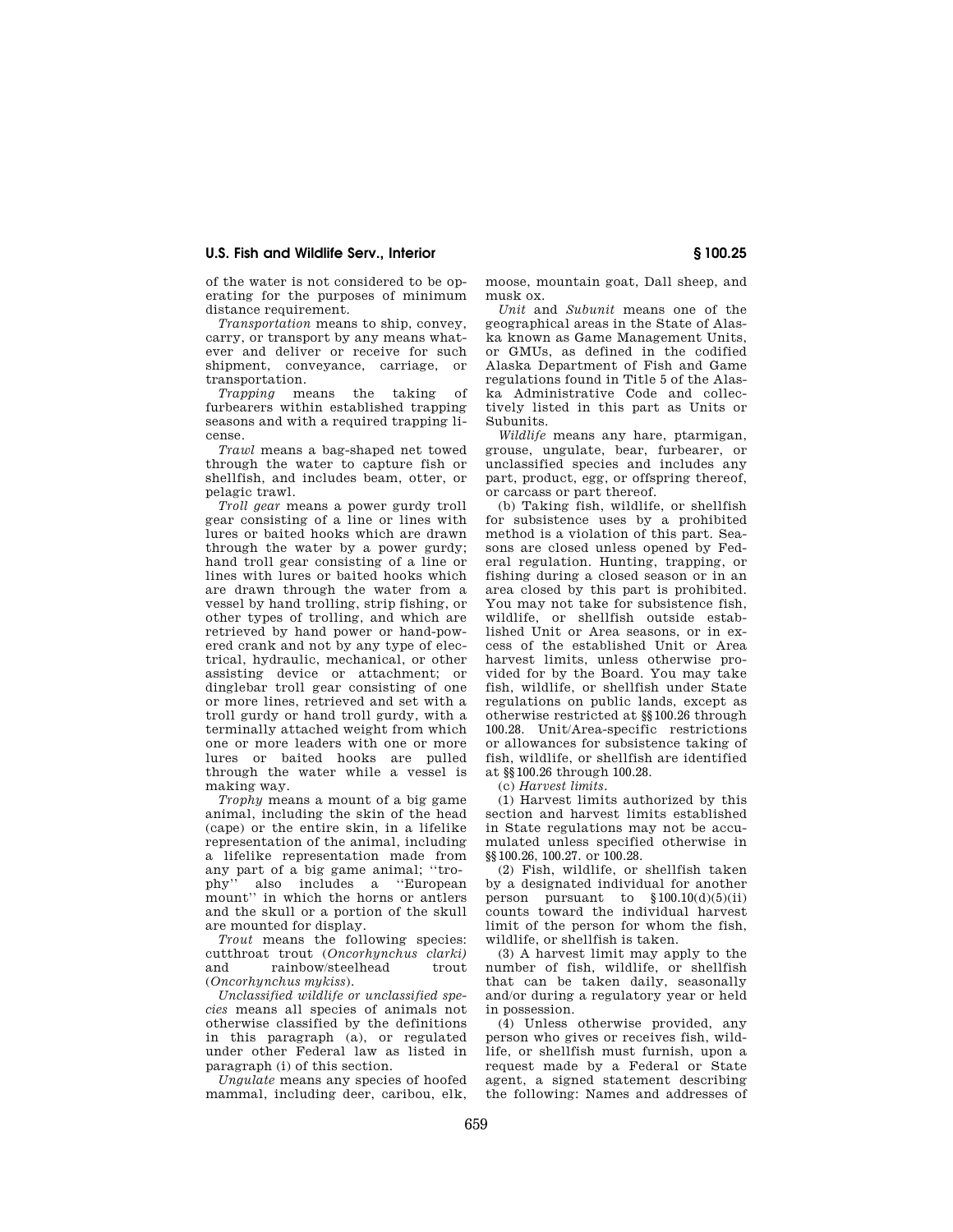of the water is not considered to be operating for the purposes of minimum distance requirement.

*Transportation* means to ship, convey, carry, or transport by any means whatever and deliver or receive for such shipment, conveyance, carriage, or transportation.

*Trapping* means the taking of furbearers within established trapping seasons and with a required trapping license.

*Trawl* means a bag-shaped net towed through the water to capture fish or shellfish, and includes beam, otter, or pelagic trawl.

*Troll gear* means a power gurdy troll gear consisting of a line or lines with lures or baited hooks which are drawn through the water by a power gurdy; hand troll gear consisting of a line or lines with lures or baited hooks which are drawn through the water from a vessel by hand trolling, strip fishing, or other types of trolling, and which are retrieved by hand power or hand-powered crank and not by any type of electrical, hydraulic, mechanical, or other assisting device or attachment; or dinglebar troll gear consisting of one or more lines, retrieved and set with a troll gurdy or hand troll gurdy, with a terminally attached weight from which one or more leaders with one or more lures or baited hooks are pulled through the water while a vessel is making way.

*Trophy* means a mount of a big game animal, including the skin of the head (cape) or the entire skin, in a lifelike representation of the animal, including a lifelike representation made from any part of a big game animal; ''trophy'' also includes a ''European mount'' in which the horns or antlers and the skull or a portion of the skull are mounted for display.

*Trout* means the following species: cutthroat trout (*Oncorhynchus clarki)* and rainbow/steelhead trout (*Oncorhynchus mykiss*).

*Unclassified wildlife or unclassified species* means all species of animals not otherwise classified by the definitions in this paragraph (a), or regulated under other Federal law as listed in paragraph (i) of this section.

*Ungulate* means any species of hoofed mammal, including deer, caribou, elk, moose, mountain goat, Dall sheep, and musk ox.

*Unit* and *Subunit* means one of the geographical areas in the State of Alaska known as Game Management Units, or GMUs, as defined in the codified Alaska Department of Fish and Game regulations found in Title 5 of the Alaska Administrative Code and collectively listed in this part as Units or Subunits.

*Wildlife* means any hare, ptarmigan, grouse, ungulate, bear, furbearer, or unclassified species and includes any part, product, egg, or offspring thereof, or carcass or part thereof.

(b) Taking fish, wildlife, or shellfish for subsistence uses by a prohibited method is a violation of this part. Seasons are closed unless opened by Federal regulation. Hunting, trapping, or fishing during a closed season or in an area closed by this part is prohibited. You may not take for subsistence fish, wildlife, or shellfish outside established Unit or Area seasons, or in excess of the established Unit or Area harvest limits, unless otherwise provided for by the Board. You may take fish, wildlife, or shellfish under State regulations on public lands, except as otherwise restricted at §§100.26 through 100.28. Unit/Area-specific restrictions or allowances for subsistence taking of fish, wildlife, or shellfish are identified at §§100.26 through 100.28.

(c) *Harvest limits.*

(1) Harvest limits authorized by this section and harvest limits established in State regulations may not be accumulated unless specified otherwise in §§100.26, 100.27. or 100.28.

(2) Fish, wildlife, or shellfish taken by a designated individual for another person pursuant to §100.10(d)(5)(ii) counts toward the individual harvest limit of the person for whom the fish, wildlife, or shellfish is taken.

(3) A harvest limit may apply to the number of fish, wildlife, or shellfish that can be taken daily, seasonally and/or during a regulatory year or held in possession.

(4) Unless otherwise provided, any person who gives or receives fish, wildlife, or shellfish must furnish, upon a request made by a Federal or State agent, a signed statement describing the following: Names and addresses of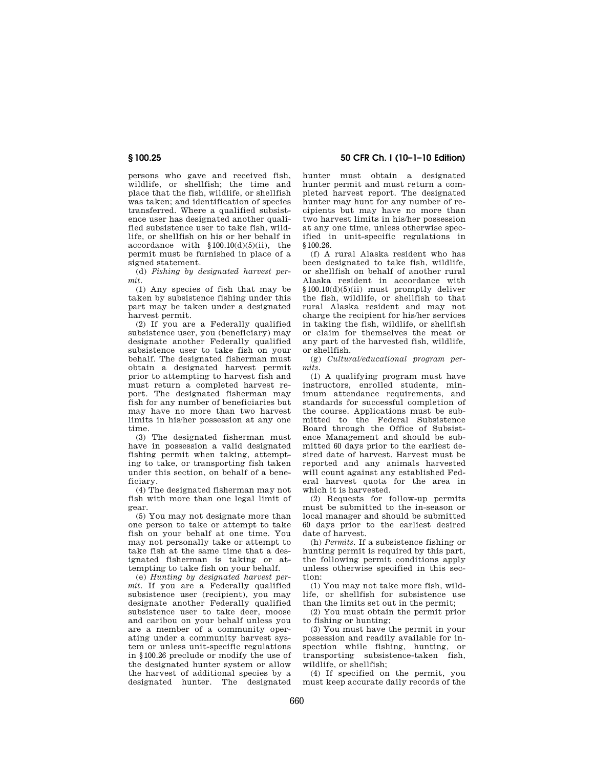persons who gave and received fish, wildlife, or shellfish; the time and place that the fish, wildlife, or shellfish was taken; and identification of species transferred. Where a qualified subsistence user has designated another qualified subsistence user to take fish, wildlife, or shellfish on his or her behalf in accordance with §100.10(d)(5)(ii), the permit must be furnished in place of a signed statement.

(d) *Fishing by designated harvest permit.*

(1) Any species of fish that may be taken by subsistence fishing under this part may be taken under a designated harvest permit.

(2) If you are a Federally qualified subsistence user, you (beneficiary) may designate another Federally qualified subsistence user to take fish on your behalf. The designated fisherman must obtain a designated harvest permit prior to attempting to harvest fish and must return a completed harvest report. The designated fisherman may fish for any number of beneficiaries but may have no more than two harvest limits in his/her possession at any one time.

(3) The designated fisherman must have in possession a valid designated fishing permit when taking, attempting to take, or transporting fish taken under this section, on behalf of a beneficiary.

(4) The designated fisherman may not fish with more than one legal limit of gear.

(5) You may not designate more than one person to take or attempt to take fish on your behalf at one time. You may not personally take or attempt to take fish at the same time that a designated fisherman is taking or attempting to take fish on your behalf.

(e) *Hunting by designated harvest permit.* If you are a Federally qualified subsistence user (recipient), you may designate another Federally qualified subsistence user to take deer, moose and caribou on your behalf unless you are a member of a community operating under a community harvest system or unless unit-specific regulations in §100.26 preclude or modify the use of the designated hunter system or allow the harvest of additional species by a designated hunter. The designated hunter must obtain a designated hunter permit and must return a completed harvest report. The designated hunter may hunt for any number of recipients but may have no more than two harvest limits in his/her possession at any one time, unless otherwise specified in unit-specific regulations in §100.26.

(f) A rural Alaska resident who has been designated to take fish, wildlife, or shellfish on behalf of another rural Alaska resident in accordance with §100.10(d)(5)(ii) must promptly deliver the fish, wildlife, or shellfish to that rural Alaska resident and may not charge the recipient for his/her services in taking the fish, wildlife, or shellfish or claim for themselves the meat or any part of the harvested fish, wildlife, or shellfish.

(g) *Cultural/educational program permits.*

(1) A qualifying program must have instructors, enrolled students, minimum attendance requirements, and standards for successful completion of the course. Applications must be submitted to the Federal Subsistence Board through the Office of Subsistence Management and should be submitted 60 days prior to the earliest desired date of harvest. Harvest must be reported and any animals harvested will count against any established Federal harvest quota for the area in which it is harvested.

(2) Requests for follow-up permits must be submitted to the in-season or local manager and should be submitted 60 days prior to the earliest desired date of harvest.

(h) *Permits.* If a subsistence fishing or hunting permit is required by this part, the following permit conditions apply unless otherwise specified in this section:

(1) You may not take more fish, wildlife, or shellfish for subsistence use than the limits set out in the permit;

(2) You must obtain the permit prior to fishing or hunting;

(3) You must have the permit in your possession and readily available for inspection while fishing, hunting, or transporting subsistence-taken fish, wildlife, or shellfish;

(4) If specified on the permit, you must keep accurate daily records of the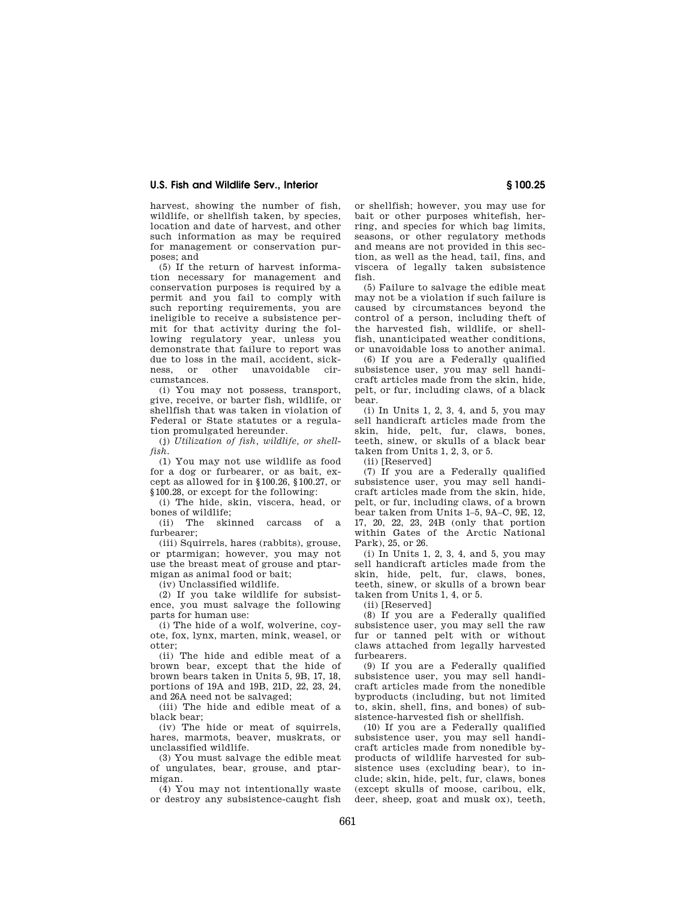harvest, showing the number of fish, wildlife, or shellfish taken, by species, location and date of harvest, and other such information as may be required for management or conservation purposes; and

(5) If the return of harvest information necessary for management and conservation purposes is required by a permit and you fail to comply with such reporting requirements, you are ineligible to receive a subsistence permit for that activity during the following regulatory year, unless you demonstrate that failure to report was due to loss in the mail, accident, sickness, or other unavoidable circumstances.

(i) You may not possess, transport, give, receive, or barter fish, wildlife, or shellfish that was taken in violation of Federal or State statutes or a regulation promulgated hereunder.

(j) *Utilization of fish, wildlife, or shellfish.*

(1) You may not use wildlife as food for a dog or furbearer, or as bait, except as allowed for in §100.26, §100.27, or §100.28, or except for the following:

(i) The hide, skin, viscera, head, or bones of wildlife;

(ii) The skinned carcass of a furbearer;

(iii) Squirrels, hares (rabbits), grouse, or ptarmigan; however, you may not use the breast meat of grouse and ptarmigan as animal food or bait;

(iv) Unclassified wildlife.

(2) If you take wildlife for subsistence, you must salvage the following parts for human use:

(i) The hide of a wolf, wolverine, coyote, fox, lynx, marten, mink, weasel, or otter;

(ii) The hide and edible meat of a brown bear, except that the hide of brown bears taken in Units 5, 9B, 17, 18, portions of 19A and 19B, 21D, 22, 23, 24, and 26A need not be salvaged;

(iii) The hide and edible meat of a black bear;

(iv) The hide or meat of squirrels, hares, marmots, beaver, muskrats, or unclassified wildlife.

(3) You must salvage the edible meat of ungulates, bear, grouse, and ptarmigan.

(4) You may not intentionally waste or destroy any subsistence-caught fish or shellfish; however, you may use for bait or other purposes whitefish, herring, and species for which bag limits, seasons, or other regulatory methods and means are not provided in this section, as well as the head, tail, fins, and viscera of legally taken subsistence fish.

(5) Failure to salvage the edible meat may not be a violation if such failure is caused by circumstances beyond the control of a person, including theft of the harvested fish, wildlife, or shellfish, unanticipated weather conditions, or unavoidable loss to another animal.

(6) If you are a Federally qualified subsistence user, you may sell handicraft articles made from the skin, hide, pelt, or fur, including claws, of a black bear.

(i) In Units 1, 2, 3, 4, and 5, you may sell handicraft articles made from the skin, hide, pelt, fur, claws, bones, teeth, sinew, or skulls of a black bear taken from Units 1, 2, 3, or 5.

(ii) [Reserved]

(7) If you are a Federally qualified subsistence user, you may sell handicraft articles made from the skin, hide, pelt, or fur, including claws, of a brown bear taken from Units 1–5, 9A–C, 9E, 12, 17, 20, 22, 23, 24B (only that portion within Gates of the Arctic National Park), 25, or 26.

(i) In Units 1, 2, 3, 4, and 5, you may sell handicraft articles made from the skin, hide, pelt, fur, claws, bones, teeth, sinew, or skulls of a brown bear taken from Units 1, 4, or 5.

(ii) [Reserved]

(8) If you are a Federally qualified subsistence user, you may sell the raw fur or tanned pelt with or without claws attached from legally harvested furbearers.

(9) If you are a Federally qualified subsistence user, you may sell handicraft articles made from the nonedible byproducts (including, but not limited to, skin, shell, fins, and bones) of subsistence-harvested fish or shellfish.

(10) If you are a Federally qualified subsistence user, you may sell handicraft articles made from nonedible byproducts of wildlife harvested for subsistence uses (excluding bear), to include; skin, hide, pelt, fur, claws, bones (except skulls of moose, caribou, elk, deer, sheep, goat and musk ox), teeth,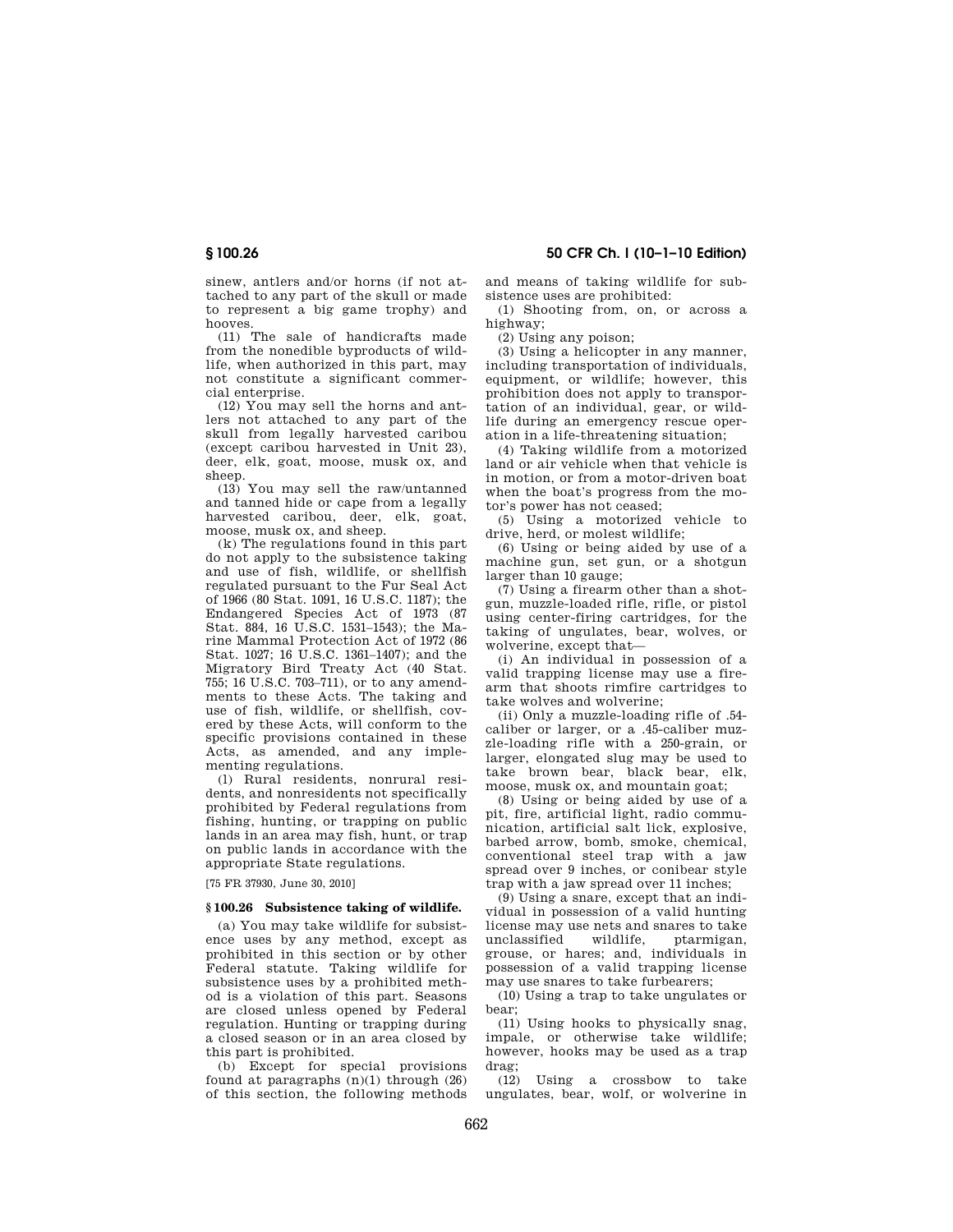sinew, antlers and/or horns (if not attached to any part of the skull or made to represent a big game trophy) and hooves.

(11) The sale of handicrafts made from the nonedible byproducts of wildlife, when authorized in this part, may not constitute a significant commercial enterprise.

(12) You may sell the horns and antlers not attached to any part of the skull from legally harvested caribou (except caribou harvested in Unit 23), deer, elk, goat, moose, musk ox, and sheep.

(13) You may sell the raw/untanned and tanned hide or cape from a legally harvested caribou, deer, elk, goat, moose, musk ox, and sheep.

(k) The regulations found in this part do not apply to the subsistence taking and use of fish, wildlife, or shellfish regulated pursuant to the Fur Seal Act of 1966 (80 Stat. 1091, 16 U.S.C. 1187); the Endangered Species Act of 1973 (87 Stat. 884, 16 U.S.C. 1531–1543); the Marine Mammal Protection Act of 1972 (86 Stat. 1027; 16 U.S.C. 1361–1407); and the Migratory Bird Treaty Act (40 Stat. 755; 16 U.S.C. 703–711), or to any amendments to these Acts. The taking and use of fish, wildlife, or shellfish, covered by these Acts, will conform to the specific provisions contained in these Acts, as amended, and any implementing regulations.

(l) Rural residents, nonrural residents, and nonresidents not specifically prohibited by Federal regulations from fishing, hunting, or trapping on public lands in an area may fish, hunt, or trap on public lands in accordance with the appropriate State regulations.

[75 FR 37930, June 30, 2010]

### § 100.26 Subsistence taking of wildlife.

(a) You may take wildlife for subsistence uses by any method, except as prohibited in this section or by other Federal statute. Taking wildlife for subsistence uses by a prohibited method is a violation of this part. Seasons are closed unless opened by Federal regulation. Hunting or trapping during a closed season or in an area closed by this part is prohibited.

(b) Except for special provisions found at paragraphs (n)(1) through (26) of this section, the following methods and means of taking wildlife for subsistence uses are prohibited:

(1) Shooting from, on, or across a highway;

(2) Using any poison;

(3) Using a helicopter in any manner, including transportation of individuals, equipment, or wildlife; however, this prohibition does not apply to transportation of an individual, gear, or wildlife during an emergency rescue operation in a life-threatening situation;

(4) Taking wildlife from a motorized land or air vehicle when that vehicle is in motion, or from a motor-driven boat when the boat's progress from the motor's power has not ceased;

(5) Using a motorized vehicle to drive, herd, or molest wildlife;

(6) Using or being aided by use of a machine gun, set gun, or a shotgun larger than 10 gauge;

(7) Using a firearm other than a shotgun, muzzle-loaded rifle, rifle, or pistol using center-firing cartridges, for the taking of ungulates, bear, wolves, or wolverine, except that—

(i) An individual in possession of a valid trapping license may use a firearm that shoots rimfire cartridges to take wolves and wolverine;

(ii) Only a muzzle-loading rifle of .54-caliber or larger, or a .45-caliber muzzle-loading rifle with a 250-grain, or larger, elongated slug may be used to take brown bear, black bear, elk, moose, musk ox, and mountain goat;

(8) Using or being aided by use of a pit, fire, artificial light, radio communication, artificial salt lick, explosive, barbed arrow, bomb, smoke, chemical, conventional steel trap with a jaw spread over 9 inches, or conibear style trap with a jaw spread over 11 inches;

(9) Using a snare, except that an individual in possession of a valid hunting license may use nets and snares to take unclassified wildlife, ptarmigan, grouse, or hares; and, individuals in possession of a valid trapping license may use snares to take furbearers;

(10) Using a trap to take ungulates or bear;

(11) Using hooks to physically snag, impale, or otherwise take wildlife; however, hooks may be used as a trap drag;

(12) Using a crossbow to take ungulates, bear, wolf, or wolverine in